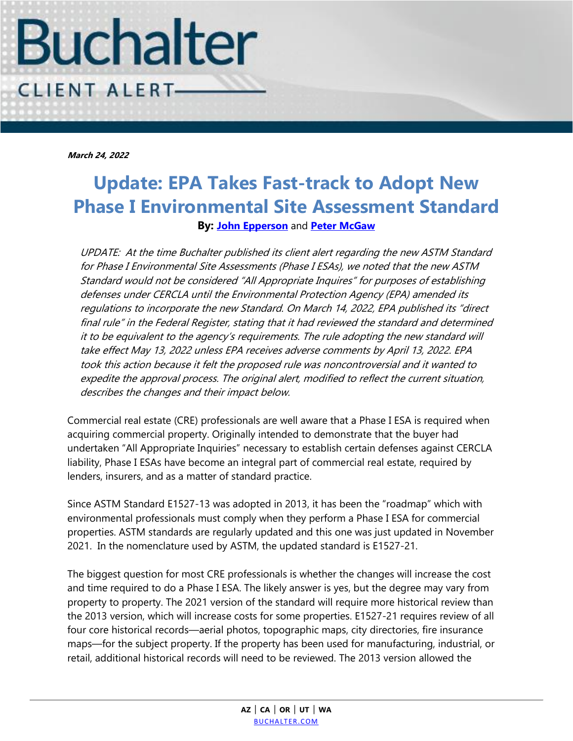# Buchalter

CLIENT ALERT

***March 24, 2022***

# Update: EPA Takes Fast-track to Adopt New Phase I Environmental Site Assessment Standard

**By: [John Epperson] and [Peter McGaw]**

*UPDATE: At the time Buchalter published its client alert regarding the new ASTM Standard for Phase I Environmental Site Assessments (Phase I ESAs), we noted that the new ASTM Standard would not be considered "All Appropriate Inquires" for purposes of establishing defenses under CERCLA until the Environmental Protection Agency (EPA) amended its regulations to incorporate the new Standard. On March 14, 2022, EPA published its "direct final rule" in the Federal Register, stating that it had reviewed the standard and determined it to be equivalent to the agency's requirements. The rule adopting the new standard will take effect May 13, 2022 unless EPA receives adverse comments by April 13, 2022. EPA took this action because it felt the proposed rule was noncontroversial and it wanted to expedite the approval process. The original alert, modified to reflect the current situation, describes the changes and their impact below.*

Commercial real estate (CRE) professionals are well aware that a Phase I ESA is required when acquiring commercial property. Originally intended to demonstrate that the buyer had undertaken "All Appropriate Inquiries" necessary to establish certain defenses against CERCLA liability, Phase I ESAs have become an integral part of commercial real estate, required by lenders, insurers, and as a matter of standard practice.

Since ASTM Standard E1527-13 was adopted in 2013, it has been the "roadmap" which with environmental professionals must comply when they perform a Phase I ESA for commercial properties. ASTM standards are regularly updated and this one was just updated in November 2021. In the nomenclature used by ASTM, the updated standard is E1527-21.

The biggest question for most CRE professionals is whether the changes will increase the cost and time required to do a Phase I ESA. The likely answer is yes, but the degree may vary from property to property. The 2021 version of the standard will require more historical review than the 2013 version, which will increase costs for some properties. E1527-21 requires review of all four core historical records—aerial photos, topographic maps, city directories, fire insurance maps—for the subject property. If the property has been used for manufacturing, industrial, or retail, additional historical records will need to be reviewed. The 2013 version allowed the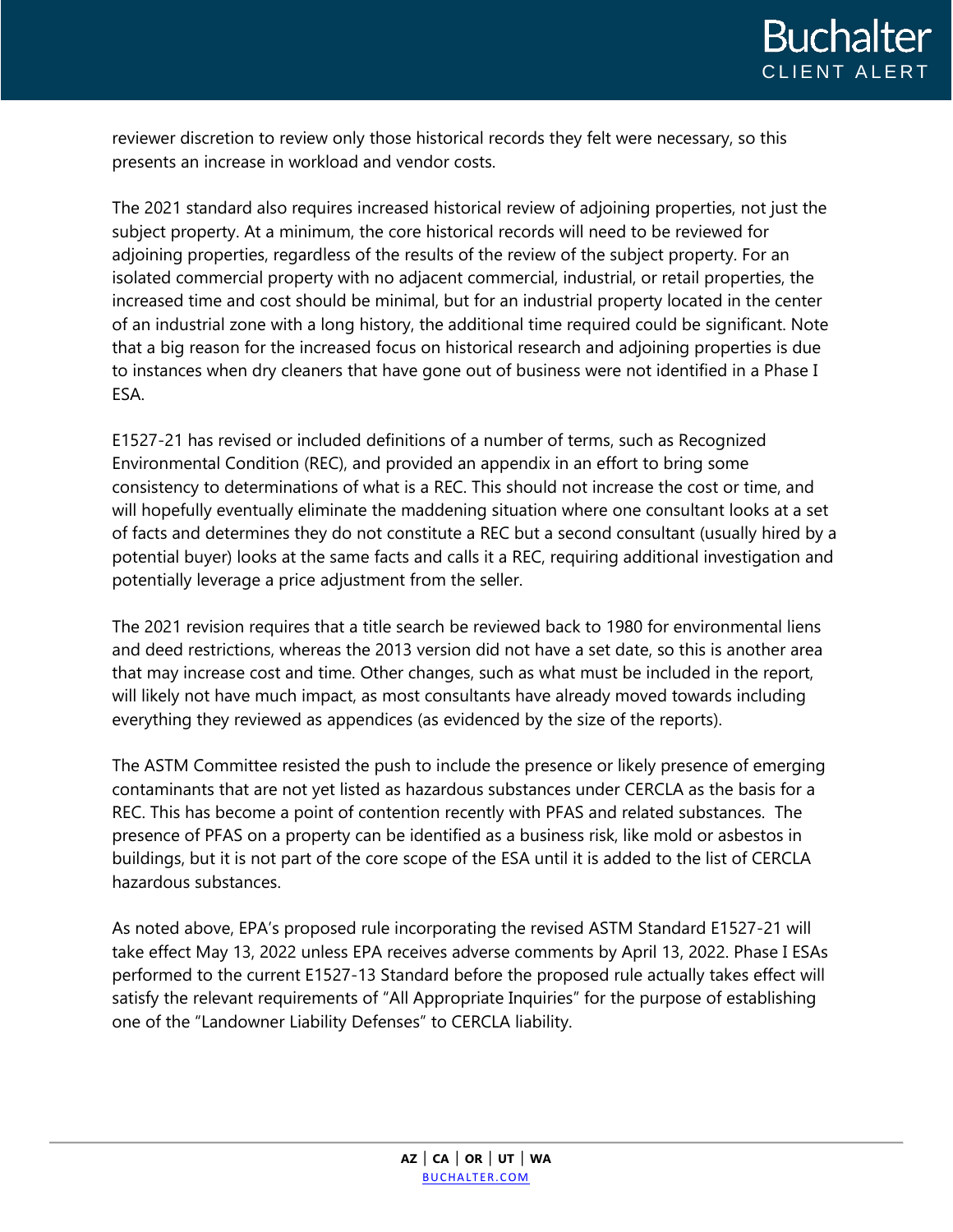reviewer discretion to review only those historical records they felt were necessary, so this presents an increase in workload and vendor costs.

The 2021 standard also requires increased historical review of adjoining properties, not just the subject property. At a minimum, the core historical records will need to be reviewed for adjoining properties, regardless of the results of the review of the subject property. For an isolated commercial property with no adjacent commercial, industrial, or retail properties, the increased time and cost should be minimal, but for an industrial property located in the center of an industrial zone with a long history, the additional time required could be significant. Note that a big reason for the increased focus on historical research and adjoining properties is due to instances when dry cleaners that have gone out of business were not identified in a Phase I ESA.

E1527-21 has revised or included definitions of a number of terms, such as Recognized Environmental Condition (REC), and provided an appendix in an effort to bring some consistency to determinations of what is a REC. This should not increase the cost or time, and will hopefully eventually eliminate the maddening situation where one consultant looks at a set of facts and determines they do not constitute a REC but a second consultant (usually hired by a potential buyer) looks at the same facts and calls it a REC, requiring additional investigation and potentially leverage a price adjustment from the seller.

The 2021 revision requires that a title search be reviewed back to 1980 for environmental liens and deed restrictions, whereas the 2013 version did not have a set date, so this is another area that may increase cost and time. Other changes, such as what must be included in the report, will likely not have much impact, as most consultants have already moved towards including everything they reviewed as appendices (as evidenced by the size of the reports).

The ASTM Committee resisted the push to include the presence or likely presence of emerging contaminants that are not yet listed as hazardous substances under CERCLA as the basis for a REC. This has become a point of contention recently with PFAS and related substances. The presence of PFAS on a property can be identified as a business risk, like mold or asbestos in buildings, but it is not part of the core scope of the ESA until it is added to the list of CERCLA hazardous substances.

As noted above, EPA's proposed rule incorporating the revised ASTM Standard E1527-21 will take effect May 13, 2022 unless EPA receives adverse comments by April 13, 2022. Phase I ESAs performed to the current E1527-13 Standard before the proposed rule actually takes effect will satisfy the relevant requirements of "All Appropriate Inquiries" for the purpose of establishing one of the "Landowner Liability Defenses" to CERCLA liability.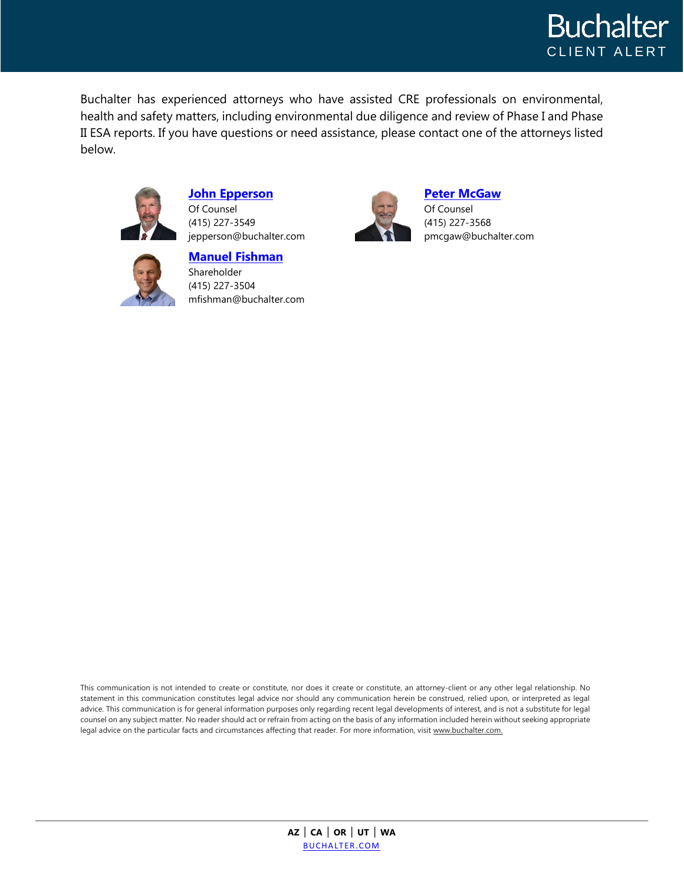Buchalter has experienced attorneys who have assisted CRE professionals on environmental, health and safety matters, including environmental due diligence and review of Phase I and Phase II ESA reports. If you have questions or need assistance, please contact one of the attorneys listed below.

**John Epperson**
Of Counsel
(415) 227-3549
jepperson@buchalter.com

**Manuel Fishman**
Shareholder
(415) 227-3504
mfishman@buchalter.com

**Peter McGaw**
Of Counsel
(415) 227-3568
pmcgaw@buchalter.com

This communication is not intended to create or constitute, nor does it create or constitute, an attorney-client or any other legal relationship. No statement in this communication constitutes legal advice nor should any communication herein be construed, relied upon, or interpreted as legal advice. This communication is for general information purposes only regarding recent legal developments of interest, and is not a substitute for legal counsel on any subject matter. No reader should act or refrain from acting on the basis of any information included herein without seeking appropriate legal advice on the particular facts and circumstances affecting that reader. For more information, visit www.buchalter.com.